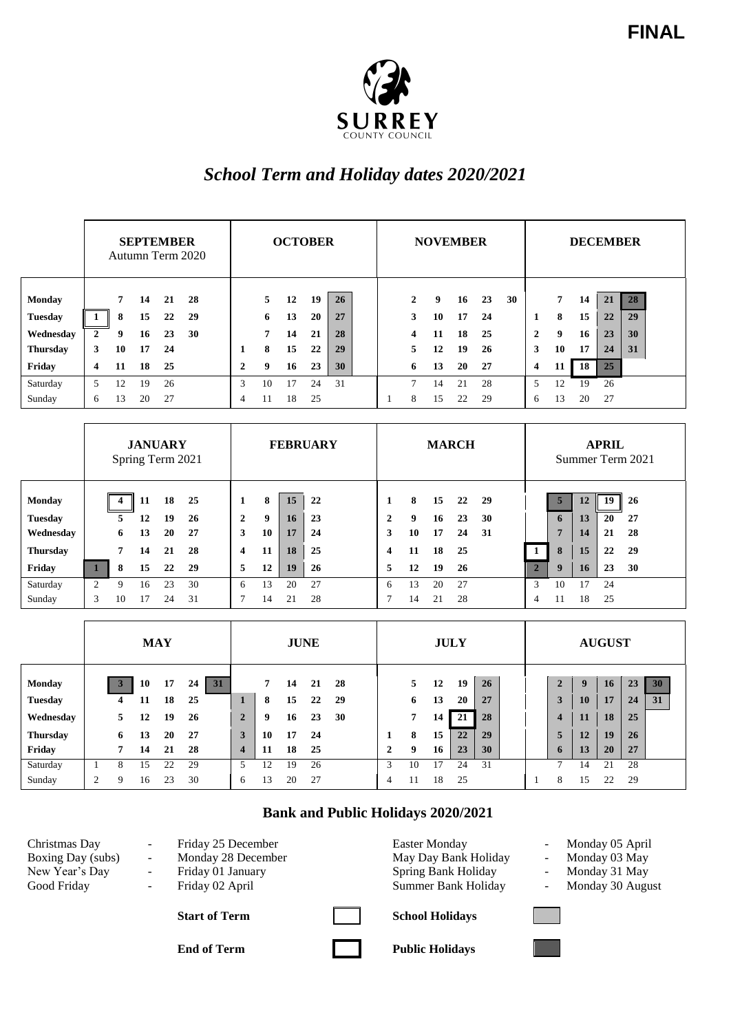FINAL

SURREY
COUNTY COUNCIL

# *School Term and Holiday dates 2020/2021*

| | SEPTEMBER Autumn Term 2020 | | | | | OCTOBER | | | | | NOVEMBER | | | | | | DECEMBER | | | | |
|---|---|---|---|---|---|---|---|---|---|---|---|---|---|---|---|---|---|---|---|---|---|
| **Monday** | | **7** | **14** | **21** | **28** | | **5** | **12** | **19** | **26** | | **2** | **9** | **16** | **23** | **30** | | **7** | **14** | **21** | **28** |
| **Tuesday** | **1** | **8** | **15** | **22** | **29** | | **6** | **13** | **20** | **27** | | **3** | **10** | **17** | **24** | | **1** | **8** | **15** | **22** | **29** |
| **Wednesday** | **2** | **9** | **16** | **23** | **30** | | **7** | **14** | **21** | **28** | | **4** | **11** | **18** | **25** | | **2** | **9** | **16** | **23** | **30** |
| **Thursday** | **3** | **10** | **17** | **24** | | **1** | **8** | **15** | **22** | **29** | | **5** | **12** | **19** | **26** | | **3** | **10** | **17** | **24** | **31** |
| **Friday** | **4** | **11** | **18** | **25** | | **2** | **9** | **16** | **23** | **30** | | **6** | **13** | **20** | **27** | | **4** | **11** | **18** | **25** | |
| Saturday | 5 | 12 | 19 | 26 | | 3 | 10 | 17 | 24 | 31 | | 7 | 14 | 21 | 28 | | 5 | 12 | 19 | 26 | |
| Sunday | 6 | 13 | 20 | 27 | | 4 | 11 | 18 | 25 | | 1 | 8 | 15 | 22 | 29 | | 6 | 13 | 20 | 27 | |

| | JANUARY Spring Term 2021 | | | | | FEBRUARY | | | | MARCH | | | | | APRIL Summer Term 2021 | | | | |
|---|---|---|---|---|---|---|---|---|---|---|---|---|---|---|---|---|---|---|---|
| **Monday** | | **4** | **11** | **18** | **25** | **1** | **8** | **15** | **22** | **1** | **8** | **15** | **22** | **29** | | **5** | **12** | **19** | **26** |
| **Tuesday** | | **5** | **12** | **19** | **26** | **2** | **9** | **16** | **23** | **2** | **9** | **16** | **23** | **30** | | **6** | **13** | **20** | **27** |
| **Wednesday** | | **6** | **13** | **20** | **27** | **3** | **10** | **17** | **24** | **3** | **10** | **17** | **24** | **31** | | **7** | **14** | **21** | **28** |
| **Thursday** | | **7** | **14** | **21** | **28** | **4** | **11** | **18** | **25** | **4** | **11** | **18** | **25** | | **1** | **8** | **15** | **22** | **29** |
| **Friday** | **1** | **8** | **15** | **22** | **29** | **5** | **12** | **19** | **26** | **5** | **12** | **19** | **26** | | **2** | **9** | **16** | **23** | **30** |
| Saturday | 2 | 9 | 16 | 23 | 30 | 6 | 13 | 20 | 27 | 6 | 13 | 20 | 27 | | 3 | 10 | 17 | 24 | |
| Sunday | 3 | 10 | 17 | 24 | 31 | 7 | 14 | 21 | 28 | 7 | 14 | 21 | 28 | | 4 | 11 | 18 | 25 | |

| | MAY | | | | | | JUNE | | | | | JULY | | | | | AUGUST | | | | | |
|---|---|---|---|---|---|---|---|---|---|---|---|---|---|---|---|---|---|---|---|---|---|---|
| **Monday** | | **3** | **10** | **17** | **24** | **31** | | **7** | **14** | **21** | **28** | | **5** | **12** | **19** | **26** | | **2** | **9** | **16** | **23** | **30** |
| **Tuesday** | | **4** | **11** | **18** | **25** | | **1** | **8** | **15** | **22** | **29** | | **6** | **13** | **20** | **27** | | **3** | **10** | **17** | **24** | **31** |
| **Wednesday** | | **5** | **12** | **19** | **26** | | **2** | **9** | **16** | **23** | **30** | | **7** | **14** | **21** | **28** | | **4** | **11** | **18** | **25** | |
| **Thursday** | | **6** | **13** | **20** | **27** | | **3** | **10** | **17** | **24** | | **1** | **8** | **15** | **22** | **29** | | **5** | **12** | **19** | **26** | |
| **Friday** | | **7** | **14** | **21** | **28** | | **4** | **11** | **18** | **25** | | **2** | **9** | **16** | **23** | **30** | | **6** | **13** | **20** | **27** | |
| Saturday | 1 | 8 | 15 | 22 | 29 | | 5 | 12 | 19 | 26 | | 3 | 10 | 17 | 24 | 31 | | 7 | 14 | 21 | 28 | |
| Sunday | 2 | 9 | 16 | 23 | 30 | | 6 | 13 | 20 | 27 | | 4 | 11 | 18 | 25 | | 1 | 8 | 15 | 22 | 29 | |

## Bank and Public Holidays 2020/2021

| | | | |
|---|---|---|---|
| Christmas Day | - Friday 25 December | Easter Monday | - Monday 05 April |
| Boxing Day (subs) | - Monday 28 December | May Day Bank Holiday | - Monday 03 May |
| New Year's Day | - Friday 01 January | Spring Bank Holiday | - Monday 31 May |
| Good Friday | - Friday 02 April | Summer Bank Holiday | - Monday 30 August |

**Start of Term** | **School Holidays**

**End of Term** | **Public Holidays**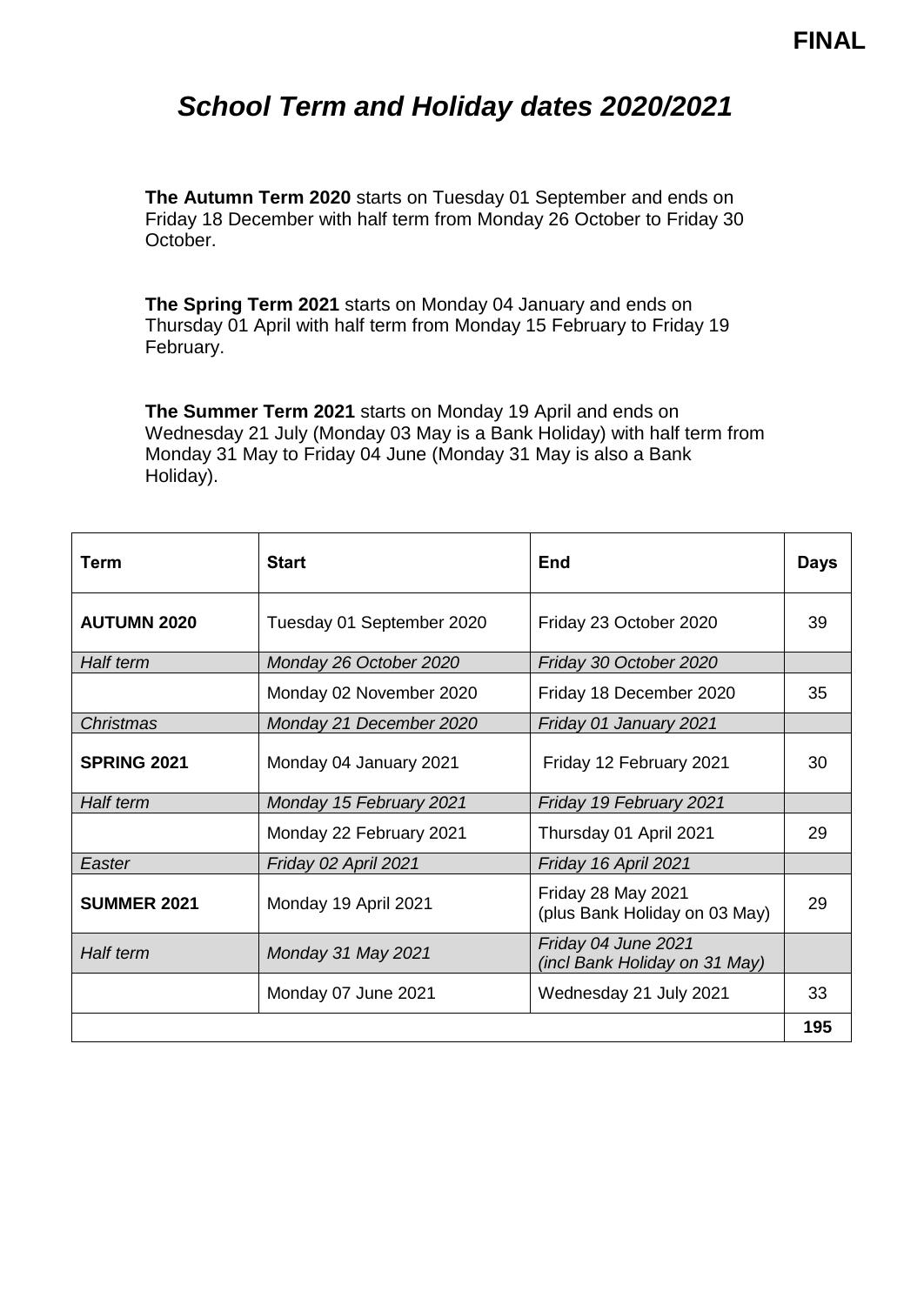**FINAL**

# *School Term and Holiday dates 2020/2021*

**The Autumn Term 2020** starts on Tuesday 01 September and ends on Friday 18 December with half term from Monday 26 October to Friday 30 October.

**The Spring Term 2021** starts on Monday 04 January and ends on Thursday 01 April with half term from Monday 15 February to Friday 19 February.

**The Summer Term 2021** starts on Monday 19 April and ends on Wednesday 21 July (Monday 03 May is a Bank Holiday) with half term from Monday 31 May to Friday 04 June (Monday 31 May is also a Bank Holiday).

| Term | Start | End | Days |
|---|---|---|---|
| **AUTUMN 2020** | Tuesday 01 September 2020 | Friday 23 October 2020 | 39 |
| *Half term* | *Monday 26 October 2020* | *Friday 30 October 2020* | |
| | Monday 02 November 2020 | Friday 18 December 2020 | 35 |
| *Christmas* | *Monday 21 December 2020* | *Friday 01 January 2021* | |
| **SPRING 2021** | Monday 04 January 2021 | Friday 12 February 2021 | 30 |
| *Half term* | *Monday 15 February 2021* | *Friday 19 February 2021* | |
| | Monday 22 February 2021 | Thursday 01 April 2021 | 29 |
| *Easter* | *Friday 02 April 2021* | *Friday 16 April 2021* | |
| **SUMMER 2021** | Monday 19 April 2021 | Friday 28 May 2021 (plus Bank Holiday on 03 May) | 29 |
| *Half term* | *Monday 31 May 2021* | *Friday 04 June 2021 (incl Bank Holiday on 31 May)* | |
| | Monday 07 June 2021 | Wednesday 21 July 2021 | 33 |
| | | | **195** |